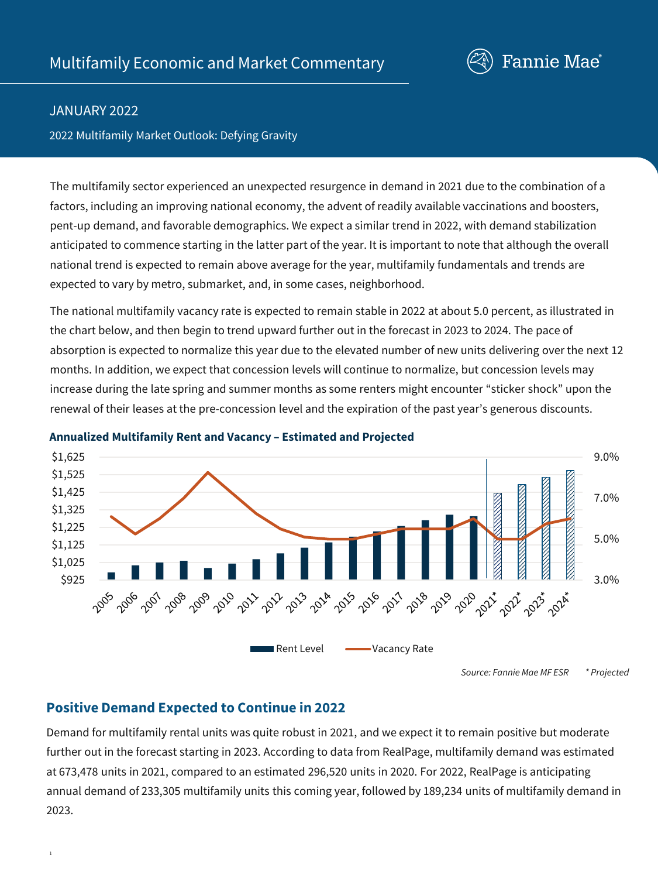# Multifamily Economic and Market Commentary

Fannie Mae

JANUARY 2022

2022 Multifamily Market Outlook: Defying Gravity

The multifamily sector experienced an unexpected resurgence in demand in 2021 due to the combination of a factors, including an improving national economy, the advent of readily available vaccinations and boosters, pent-up demand, and favorable demographics. We expect a similar trend in 2022, with demand stabilization anticipated to commence starting in the latter part of the year. It is important to note that although the overall national trend is expected to remain above average for the year, multifamily fundamentals and trends are expected to vary by metro, submarket, and, in some cases, neighborhood.

The national multifamily vacancy rate is expected to remain stable in 2022 at about 5.0 percent, as illustrated in the chart below, and then begin to trend upward further out in the forecast in 2023 to 2024. The pace of absorption is expected to normalize this year due to the elevated number of new units delivering over the next 12 months. In addition, we expect that concession levels will continue to normalize, but concession levels may increase during the late spring and summer months as some renters might encounter "sticker shock" upon the renewal of their leases at the pre-concession level and the expiration of the past year's generous discounts.

**Annualized Multifamily Rent and Vacancy – Estimated and Projected**

*Source: Fannie Mae MF ESR* &nbsp;&nbsp;&nbsp; *\* Projected*

## Positive Demand Expected to Continue in 2022

Demand for multifamily rental units was quite robust in 2021, and we expect it to remain positive but moderate further out in the forecast starting in 2023. According to data from RealPage, multifamily demand was estimated at 673,478 units in 2021, compared to an estimated 296,520 units in 2020. For 2022, RealPage is anticipating annual demand of 233,305 multifamily units this coming year, followed by 189,234 units of multifamily demand in 2023.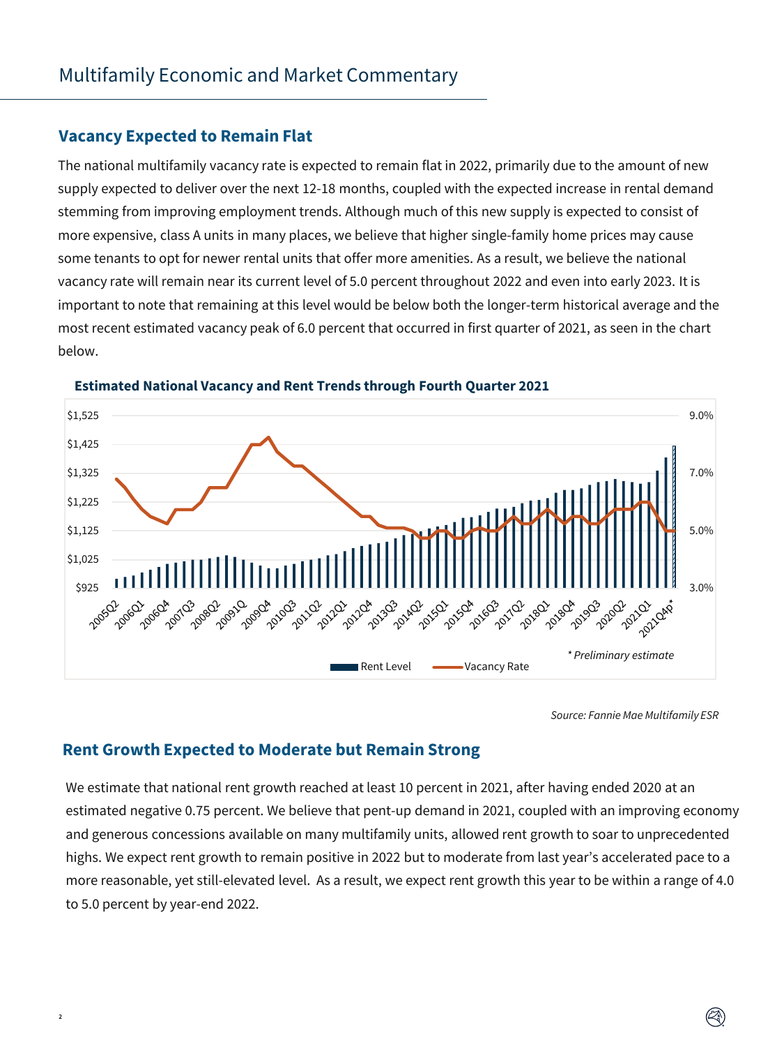# Multifamily Economic and Market Commentary

## Vacancy Expected to Remain Flat

The national multifamily vacancy rate is expected to remain flat in 2022, primarily due to the amount of new supply expected to deliver over the next 12-18 months, coupled with the expected increase in rental demand stemming from improving employment trends. Although much of this new supply is expected to consist of more expensive, class A units in many places, we believe that higher single-family home prices may cause some tenants to opt for newer rental units that offer more amenities. As a result, we believe the national vacancy rate will remain near its current level of 5.0 percent throughout 2022 and even into early 2023. It is important to note that remaining at this level would be below both the longer-term historical average and the most recent estimated vacancy peak of 6.0 percent that occurred in first quarter of 2021, as seen in the chart below.

**Estimated National Vacancy and Rent Trends through Fourth Quarter 2021**

*\* Preliminary estimate*

Source: Fannie Mae Multifamily ESR

## Rent Growth Expected to Moderate but Remain Strong

We estimate that national rent growth reached at least 10 percent in 2021, after having ended 2020 at an estimated negative 0.75 percent. We believe that pent-up demand in 2021, coupled with an improving economy and generous concessions available on many multifamily units, allowed rent growth to soar to unprecedented highs. We expect rent growth to remain positive in 2022 but to moderate from last year's accelerated pace to a more reasonable, yet still-elevated level. As a result, we expect rent growth this year to be within a range of 4.0 to 5.0 percent by year-end 2022.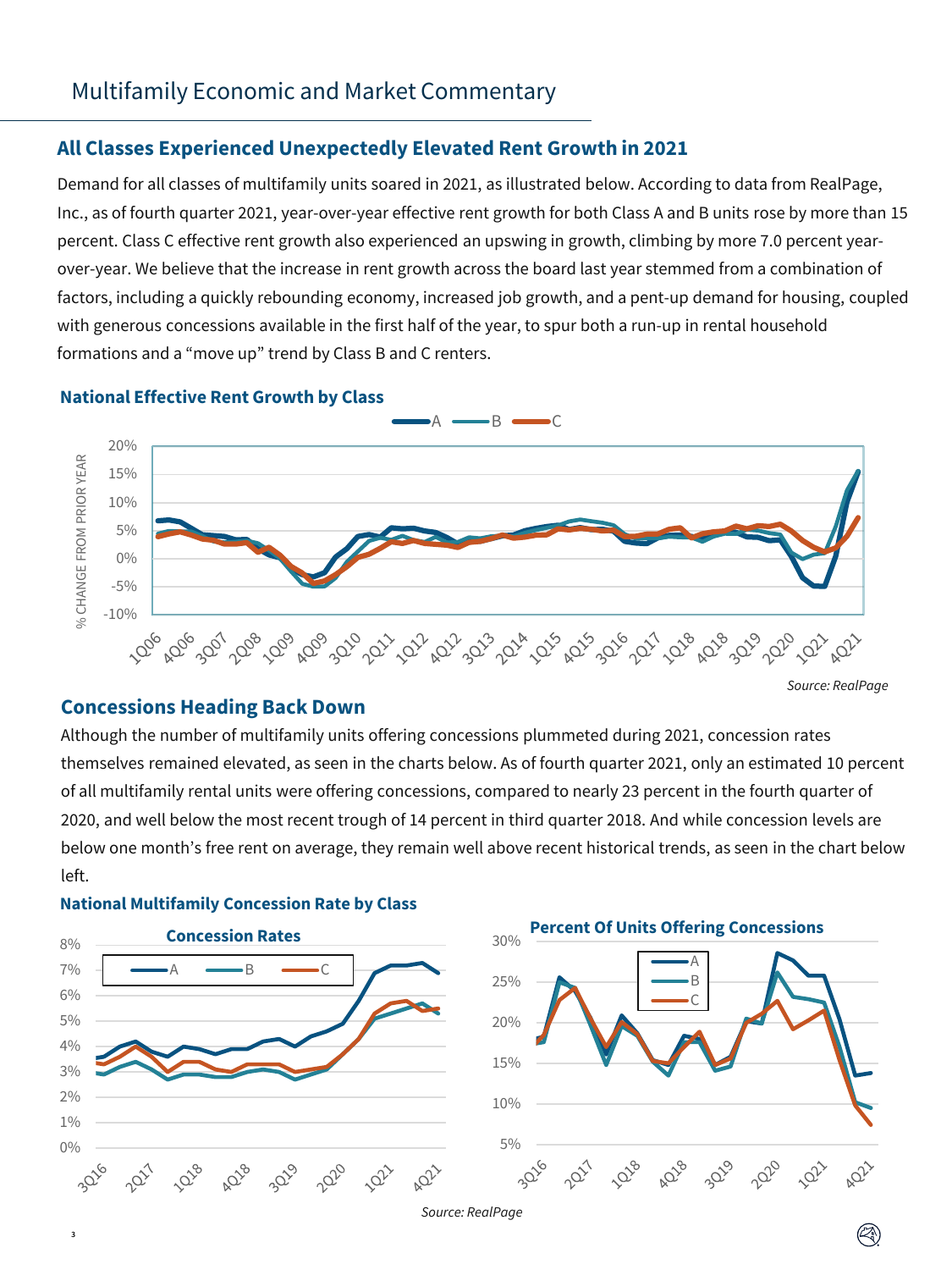# Multifamily Economic and Market Commentary

## All Classes Experienced Unexpectedly Elevated Rent Growth in 2021

Demand for all classes of multifamily units soared in 2021, as illustrated below. According to data from RealPage, Inc., as of fourth quarter 2021, year-over-year effective rent growth for both Class A and B units rose by more than 15 percent. Class C effective rent growth also experienced an upswing in growth, climbing by more 7.0 percent year-over-year. We believe that the increase in rent growth across the board last year stemmed from a combination of factors, including a quickly rebounding economy, increased job growth, and a pent-up demand for housing, coupled with generous concessions available in the first half of the year, to spur both a run-up in rental household formations and a "move up" trend by Class B and C renters.

### National Effective Rent Growth by Class

*Source: RealPage*

## Concessions Heading Back Down

Although the number of multifamily units offering concessions plummeted during 2021, concession rates themselves remained elevated, as seen in the charts below. As of fourth quarter 2021, only an estimated 10 percent of all multifamily rental units were offering concessions, compared to nearly 23 percent in the fourth quarter of 2020, and well below the most recent trough of 14 percent in third quarter 2018. And while concession levels are below one month's free rent on average, they remain well above recent historical trends, as seen in the chart below left.

### National Multifamily Concession Rate by Class

**Concession Rates**

**Percent Of Units Offering Concessions**

*Source: RealPage*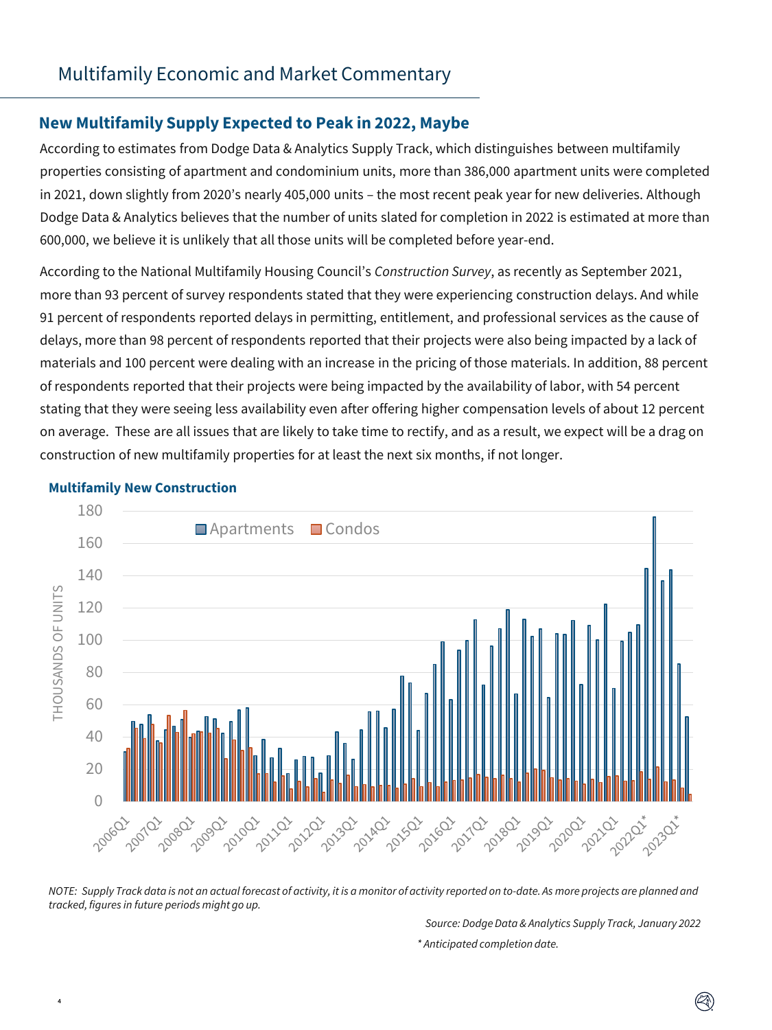# Multifamily Economic and Market Commentary

## New Multifamily Supply Expected to Peak in 2022, Maybe

According to estimates from Dodge Data & Analytics Supply Track, which distinguishes between multifamily properties consisting of apartment and condominium units, more than 386,000 apartment units were completed in 2021, down slightly from 2020's nearly 405,000 units – the most recent peak year for new deliveries. Although Dodge Data & Analytics believes that the number of units slated for completion in 2022 is estimated at more than 600,000, we believe it is unlikely that all those units will be completed before year-end.

According to the National Multifamily Housing Council's *Construction Survey*, as recently as September 2021, more than 93 percent of survey respondents stated that they were experiencing construction delays. And while 91 percent of respondents reported delays in permitting, entitlement, and professional services as the cause of delays, more than 98 percent of respondents reported that their projects were also being impacted by a lack of materials and 100 percent were dealing with an increase in the pricing of those materials. In addition, 88 percent of respondents reported that their projects were being impacted by the availability of labor, with 54 percent stating that they were seeing less availability even after offering higher compensation levels of about 12 percent on average. These are all issues that are likely to take time to rectify, and as a result, we expect will be a drag on construction of new multifamily properties for at least the next six months, if not longer.

**Multifamily New Construction**

*NOTE: Supply Track data is not an actual forecast of activity, it is a monitor of activity reported on to-date. As more projects are planned and tracked, figures in future periods might go up.*

*Source: Dodge Data & Analytics Supply Track, January 2022*

*\* Anticipated completion date.*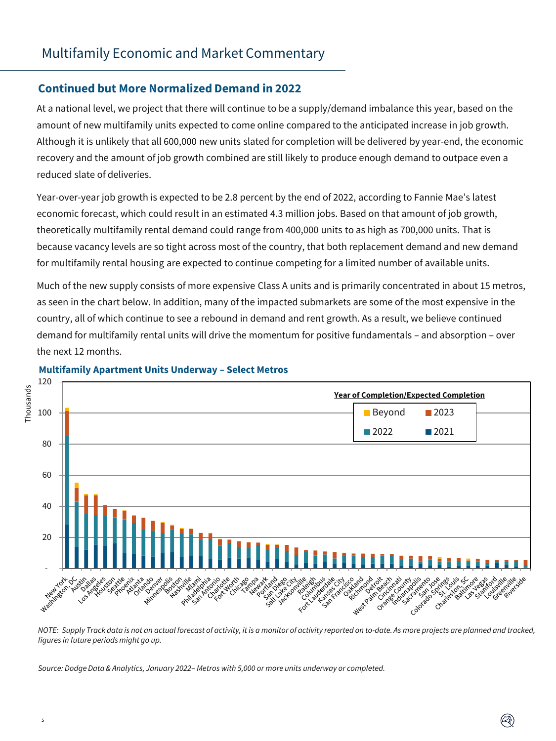# Multifamily Economic and Market Commentary

## Continued but More Normalized Demand in 2022

At a national level, we project that there will continue to be a supply/demand imbalance this year, based on the amount of new multifamily units expected to come online compared to the anticipated increase in job growth. Although it is unlikely that all 600,000 new units slated for completion will be delivered by year-end, the economic recovery and the amount of job growth combined are still likely to produce enough demand to outpace even a reduced slate of deliveries.

Year-over-year job growth is expected to be 2.8 percent by the end of 2022, according to Fannie Mae's latest economic forecast, which could result in an estimated 4.3 million jobs. Based on that amount of job growth, theoretically multifamily rental demand could range from 400,000 units to as high as 700,000 units. That is because vacancy levels are so tight across most of the country, that both replacement demand and new demand for multifamily rental housing are expected to continue competing for a limited number of available units.

Much of the new supply consists of more expensive Class A units and is primarily concentrated in about 15 metros, as seen in the chart below. In addition, many of the impacted submarkets are some of the most expensive in the country, all of which continue to see a rebound in demand and rent growth. As a result, we believe continued demand for multifamily rental units will drive the momentum for positive fundamentals – and absorption – over the next 12 months.

**Multifamily Apartment Units Underway – Select Metros**

*NOTE: Supply Track data is not an actual forecast of activity, it is a monitor of activity reported on to-date. As more projects are planned and tracked, figures in future periods might go up.*

*Source: Dodge Data & Analytics, January 2022– Metros with 5,000 or more units underway or completed.*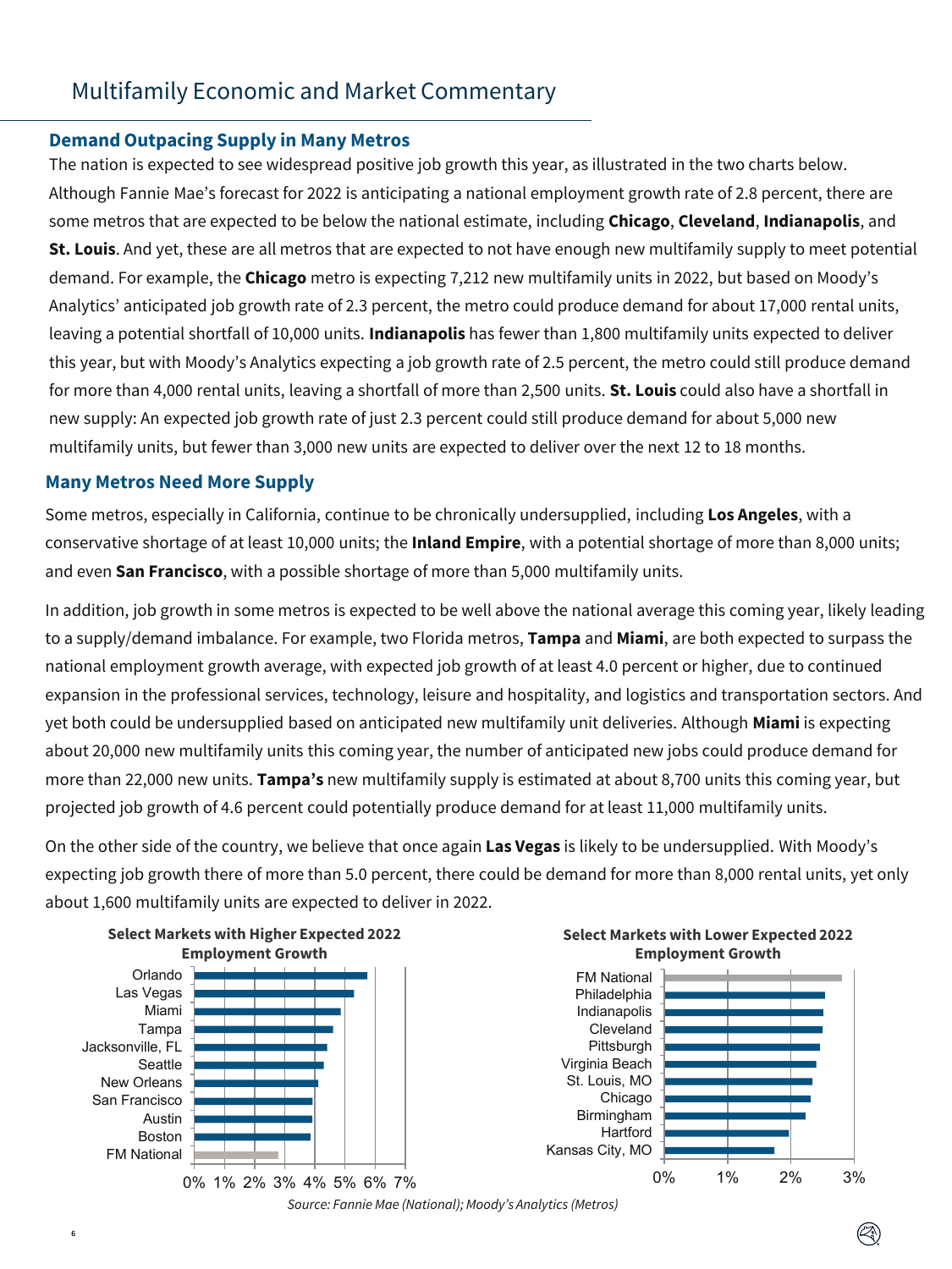# Multifamily Economic and Market Commentary

## Demand Outpacing Supply in Many Metros

The nation is expected to see widespread positive job growth this year, as illustrated in the two charts below. Although Fannie Mae's forecast for 2022 is anticipating a national employment growth rate of 2.8 percent, there are some metros that are expected to be below the national estimate, including **Chicago**, **Cleveland**, **Indianapolis**, and **St. Louis**. And yet, these are all metros that are expected to not have enough new multifamily supply to meet potential demand. For example, the **Chicago** metro is expecting 7,212 new multifamily units in 2022, but based on Moody's Analytics' anticipated job growth rate of 2.3 percent, the metro could produce demand for about 17,000 rental units, leaving a potential shortfall of 10,000 units. **Indianapolis** has fewer than 1,800 multifamily units expected to deliver this year, but with Moody's Analytics expecting a job growth rate of 2.5 percent, the metro could still produce demand for more than 4,000 rental units, leaving a shortfall of more than 2,500 units. **St. Louis** could also have a shortfall in new supply: An expected job growth rate of just 2.3 percent could still produce demand for about 5,000 new multifamily units, but fewer than 3,000 new units are expected to deliver over the next 12 to 18 months.

## Many Metros Need More Supply

Some metros, especially in California, continue to be chronically undersupplied, including **Los Angeles**, with a conservative shortage of at least 10,000 units; the **Inland Empire**, with a potential shortage of more than 8,000 units; and even **San Francisco**, with a possible shortage of more than 5,000 multifamily units.

In addition, job growth in some metros is expected to be well above the national average this coming year, likely leading to a supply/demand imbalance. For example, two Florida metros, **Tampa** and **Miami**, are both expected to surpass the national employment growth average, with expected job growth of at least 4.0 percent or higher, due to continued expansion in the professional services, technology, leisure and hospitality, and logistics and transportation sectors. And yet both could be undersupplied based on anticipated new multifamily unit deliveries. Although **Miami** is expecting about 20,000 new multifamily units this coming year, the number of anticipated new jobs could produce demand for more than 22,000 new units. **Tampa's** new multifamily supply is estimated at about 8,700 units this coming year, but projected job growth of 4.6 percent could potentially produce demand for at least 11,000 multifamily units.

On the other side of the country, we believe that once again **Las Vegas** is likely to be undersupplied. With Moody's expecting job growth there of more than 5.0 percent, there could be demand for more than 8,000 rental units, yet only about 1,600 multifamily units are expected to deliver in 2022.

**Select Markets with Higher Expected 2022 Employment Growth**

Markets shown (axis 0%–7%): Orlando, Las Vegas, Miami, Tampa, Jacksonville, FL, Seattle, New Orleans, San Francisco, Austin, Boston, FM National

**Select Markets with Lower Expected 2022 Employment Growth**

Markets shown (axis 0%–3%): FM National, Philadelphia, Indianapolis, Cleveland, Pittsburgh, Virginia Beach, St. Louis, MO, Chicago, Birmingham, Hartford, Kansas City, MO

*Source: Fannie Mae (National); Moody's Analytics (Metros)*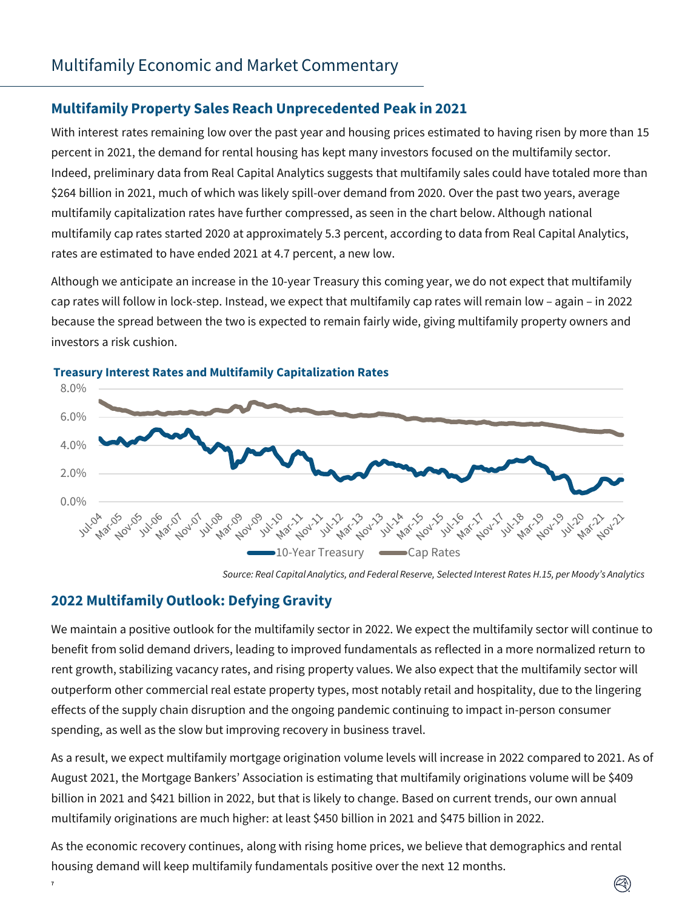# Multifamily Economic and Market Commentary

## Multifamily Property Sales Reach Unprecedented Peak in 2021

With interest rates remaining low over the past year and housing prices estimated to having risen by more than 15 percent in 2021, the demand for rental housing has kept many investors focused on the multifamily sector. Indeed, preliminary data from Real Capital Analytics suggests that multifamily sales could have totaled more than $264 billion in 2021, much of which was likely spill-over demand from 2020. Over the past two years, average multifamily capitalization rates have further compressed, as seen in the chart below. Although national multifamily cap rates started 2020 at approximately 5.3 percent, according to data from Real Capital Analytics, rates are estimated to have ended 2021 at 4.7 percent, a new low.

Although we anticipate an increase in the 10-year Treasury this coming year, we do not expect that multifamily cap rates will follow in lock-step. Instead, we expect that multifamily cap rates will remain low – again – in 2022 because the spread between the two is expected to remain fairly wide, giving multifamily property owners and investors a risk cushion.

**Treasury Interest Rates and Multifamily Capitalization Rates**

*Source: Real Capital Analytics, and Federal Reserve, Selected Interest Rates H.15, per Moody's Analytics*

## 2022 Multifamily Outlook: Defying Gravity

We maintain a positive outlook for the multifamily sector in 2022. We expect the multifamily sector will continue to benefit from solid demand drivers, leading to improved fundamentals as reflected in a more normalized return to rent growth, stabilizing vacancy rates, and rising property values. We also expect that the multifamily sector will outperform other commercial real estate property types, most notably retail and hospitality, due to the lingering effects of the supply chain disruption and the ongoing pandemic continuing to impact in-person consumer spending, as well as the slow but improving recovery in business travel.

As a result, we expect multifamily mortgage origination volume levels will increase in 2022 compared to 2021. As of August 2021, the Mortgage Bankers' Association is estimating that multifamily originations volume will be $409 billion in 2021 and $421 billion in 2022, but that is likely to change. Based on current trends, our own annual multifamily originations are much higher: at least $450 billion in 2021 and $475 billion in 2022.

As the economic recovery continues, along with rising home prices, we believe that demographics and rental housing demand will keep multifamily fundamentals positive over the next 12 months.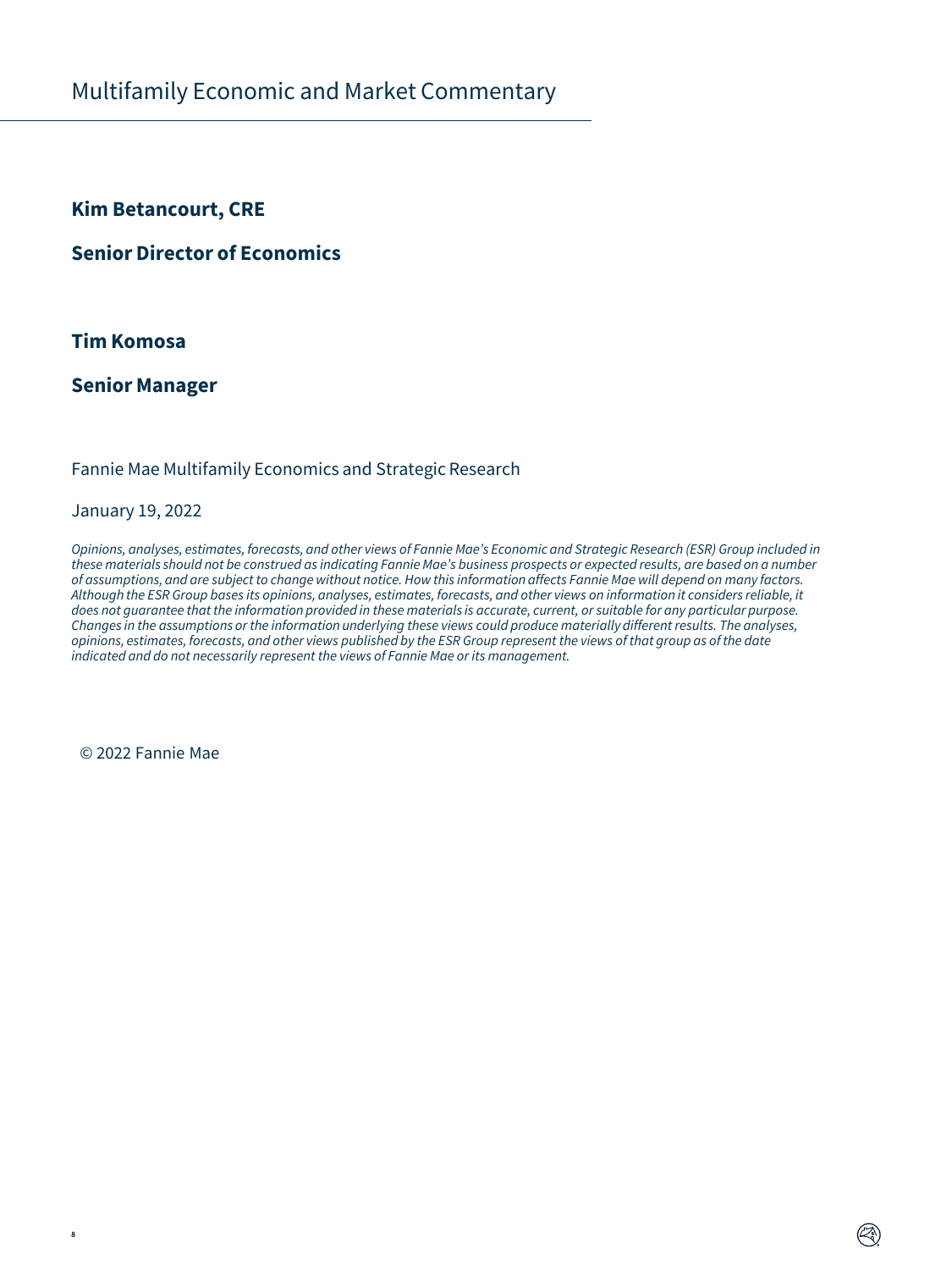# Multifamily Economic and Market Commentary

**Kim Betancourt, CRE**

**Senior Director of Economics**

**Tim Komosa**

**Senior Manager**

Fannie Mae Multifamily Economics and Strategic Research

January 19, 2022

*Opinions, analyses, estimates, forecasts, and other views of Fannie Mae's Economic and Strategic Research (ESR) Group included in these materials should not be construed as indicating Fannie Mae's business prospects or expected results, are based on a number of assumptions, and are subject to change without notice. How this information affects Fannie Mae will depend on many factors. Although the ESR Group bases its opinions, analyses, estimates, forecasts, and other views on information it considers reliable, it does not guarantee that the information provided in these materials is accurate, current, or suitable for any particular purpose. Changes in the assumptions or the information underlying these views could produce materially different results. The analyses, opinions, estimates, forecasts, and other views published by the ESR Group represent the views of that group as of the date indicated and do not necessarily represent the views of Fannie Mae or its management.*

© 2022 Fannie Mae